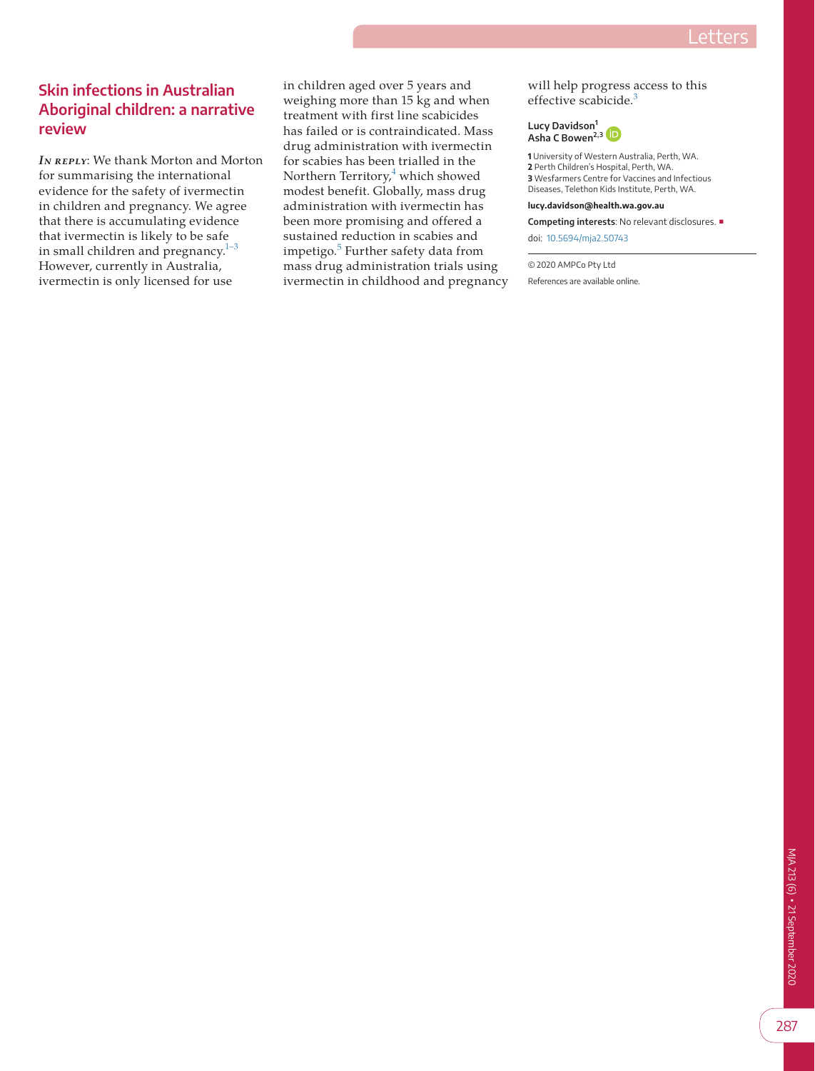## Skin infections in Australian Aboriginal children: a narrative review

***In reply***: We thank Morton and Morton for summarising the international evidence for the safety of ivermectin in children and pregnancy. We agree that there is accumulating evidence that ivermectin is likely to be safe in small children and pregnancy.[1–3] However, currently in Australia, ivermectin is only licensed for use in children aged over 5 years and weighing more than 15 kg and when treatment with first line scabicides has failed or is contraindicated. Mass drug administration with ivermectin for scabies has been trialled in the Northern Territory,[4] which showed modest benefit. Globally, mass drug administration with ivermectin has been more promising and offered a sustained reduction in scabies and impetigo.[5] Further safety data from mass drug administration trials using ivermectin in childhood and pregnancy will help progress access to this effective scabicide.[3]

**Lucy Davidson**[1]
**Asha C Bowen**[2,3]

**1** University of Western Australia, Perth, WA.
**2** Perth Children's Hospital, Perth, WA.
**3** Wesfarmers Centre for Vaccines and Infectious Diseases, Telethon Kids Institute, Perth, WA.

**lucy.davidson@health.wa.gov.au**

**Competing interests**: No relevant disclosures.

doi: 10.5694/mja2.50743

© 2020 AMPCo Pty Ltd

References are available online.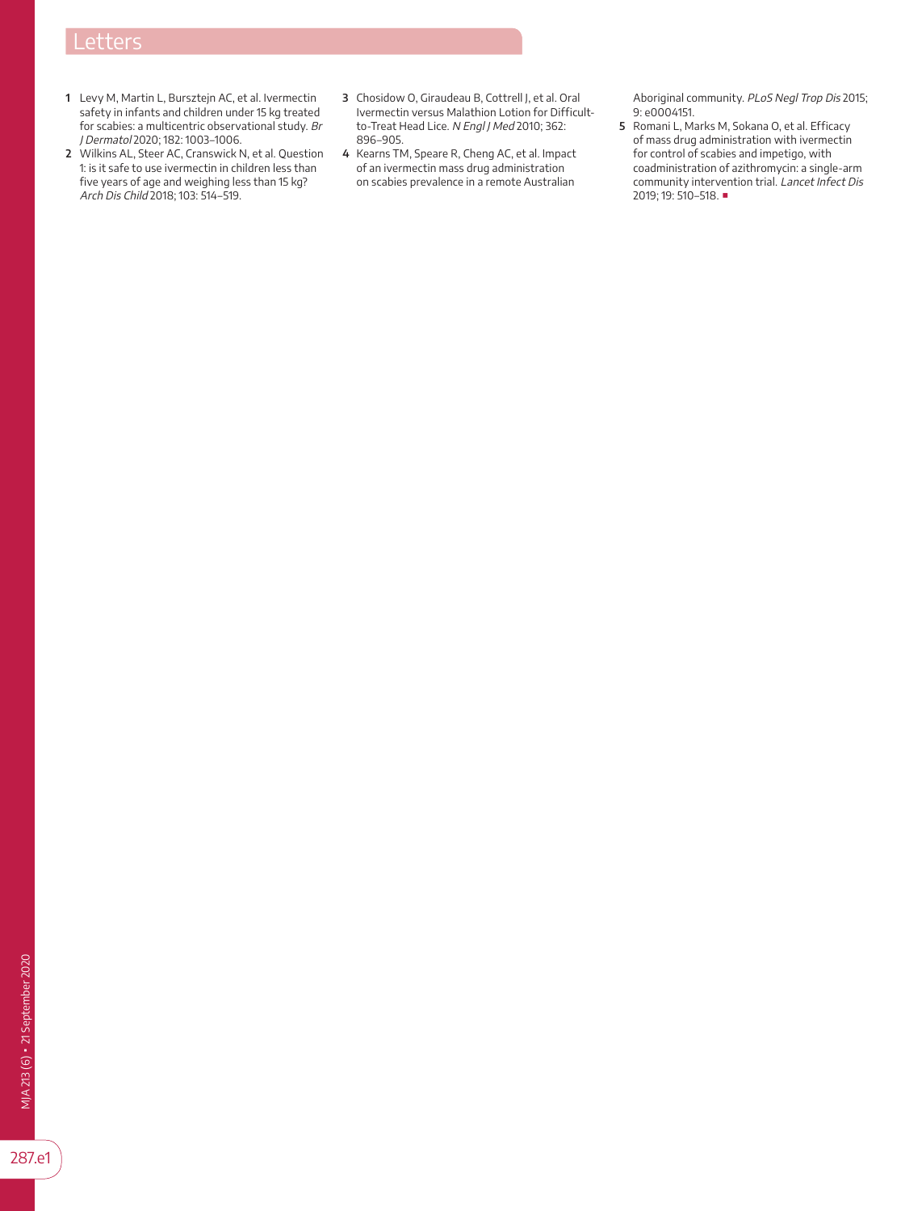1. Levy M, Martin L, Bursztejn AC, et al. Ivermectin safety in infants and children under 15 kg treated for scabies: a multicentric observational study. *Br J Dermatol* 2020; 182: 1003–1006.
2. Wilkins AL, Steer AC, Cranswick N, et al. Question 1: is it safe to use ivermectin in children less than five years of age and weighing less than 15 kg? *Arch Dis Child* 2018; 103: 514–519.
3. Chosidow O, Giraudeau B, Cottrell J, et al. Oral Ivermectin versus Malathion Lotion for Difficult-to-Treat Head Lice. *N Engl J Med* 2010; 362: 896–905.
4. Kearns TM, Speare R, Cheng AC, et al. Impact of an ivermectin mass drug administration on scabies prevalence in a remote Australian Aboriginal community. *PLoS Negl Trop Dis* 2015; 9: e0004151.
5. Romani L, Marks M, Sokana O, et al. Efficacy of mass drug administration with ivermectin for control of scabies and impetigo, with coadministration of azithromycin: a single-arm community intervention trial. *Lancet Infect Dis* 2019; 19: 510–518. ■